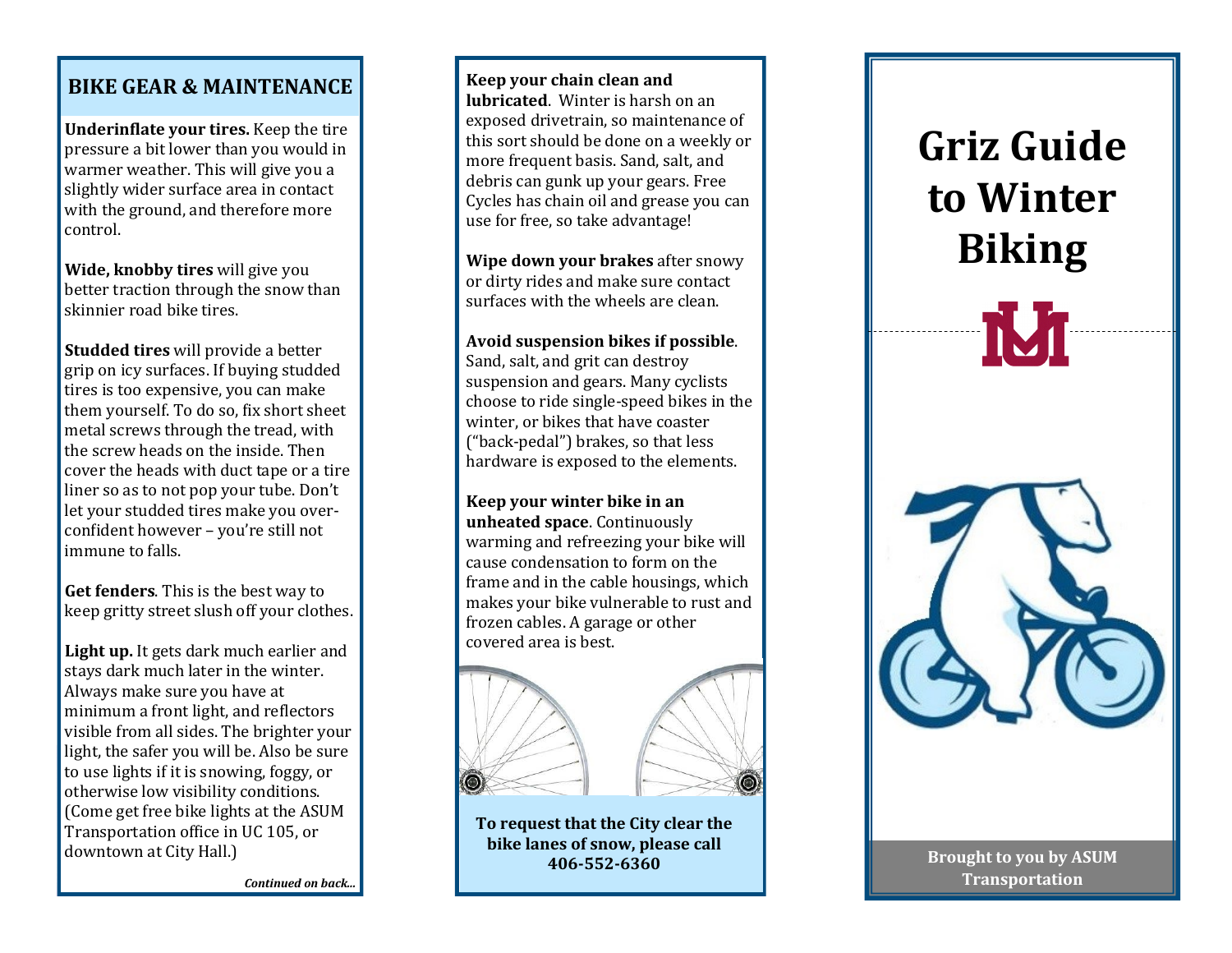## BIKE GEAR & MAINTENANCE

**Underinflate your tires.** Keep the tire pressure a bit lower than you would in warmer weather. This will give you a slightly wider surface area in contact with the ground, and therefore more control.

**Wide, knobby tires** will give you better traction through the snow than skinnier road bike tires.

**Studded tires** will provide a better grip on icy surfaces. If buying studded tires is too expensive, you can make them yourself. To do so, fix short sheet metal screws through the tread, with the screw heads on the inside. Then cover the heads with duct tape or a tire liner so as to not pop your tube. Don't let your studded tires make you over-confident however – you're still not immune to falls.

**Get fenders**. This is the best way to keep gritty street slush off your clothes.

**Light up.** It gets dark much earlier and stays dark much later in the winter. Always make sure you have at minimum a front light, and reflectors visible from all sides. The brighter your light, the safer you will be. Also be sure to use lights if it is snowing, foggy, or otherwise low visibility conditions. (Come get free bike lights at the ASUM Transportation office in UC 105, or downtown at City Hall.)

***Continued on back...***

**Keep your chain clean and lubricated**. Winter is harsh on an exposed drivetrain, so maintenance of this sort should be done on a weekly or more frequent basis. Sand, salt, and debris can gunk up your gears. Free Cycles has chain oil and grease you can use for free, so take advantage!

**Wipe down your brakes** after snowy or dirty rides and make sure contact surfaces with the wheels are clean.

**Avoid suspension bikes if possible**. Sand, salt, and grit can destroy suspension and gears. Many cyclists choose to ride single-speed bikes in the winter, or bikes that have coaster ("back-pedal") brakes, so that less hardware is exposed to the elements.

**Keep your winter bike in an unheated space**. Continuously warming and refreezing your bike will cause condensation to form on the frame and in the cable housings, which makes your bike vulnerable to rust and frozen cables. A garage or other covered area is best.

**To request that the City clear the bike lanes of snow, please call 406-552-6360**

# Griz Guide to Winter Biking

**Brought to you by ASUM Transportation**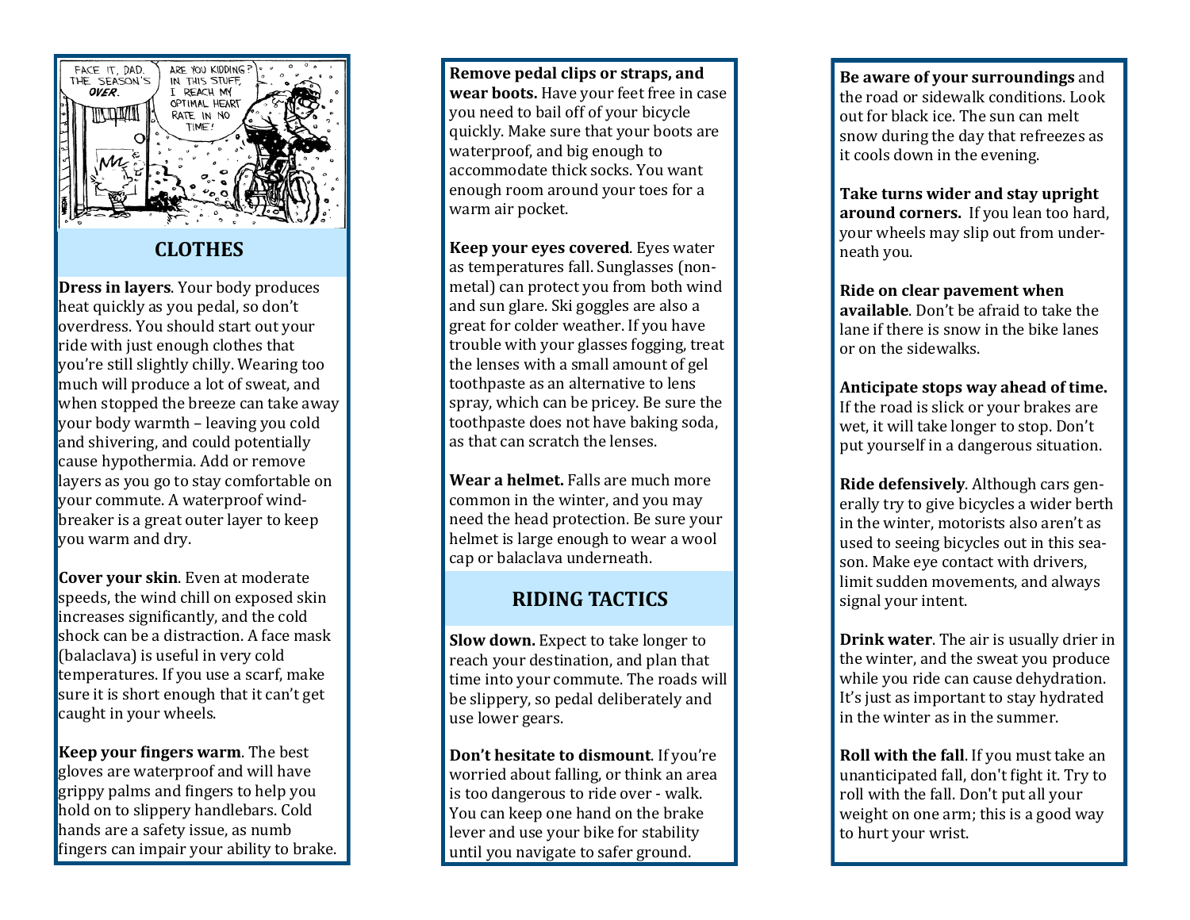## CLOTHES

**Dress in layers**. Your body produces heat quickly as you pedal, so don't overdress. You should start out your ride with just enough clothes that you're still slightly chilly. Wearing too much will produce a lot of sweat, and when stopped the breeze can take away your body warmth – leaving you cold and shivering, and could potentially cause hypothermia. Add or remove layers as you go to stay comfortable on your commute. A waterproof windbreaker is a great outer layer to keep you warm and dry.

**Cover your skin**. Even at moderate speeds, the wind chill on exposed skin increases significantly, and the cold shock can be a distraction. A face mask (balaclava) is useful in very cold temperatures. If you use a scarf, make sure it is short enough that it can't get caught in your wheels.

**Keep your fingers warm**. The best gloves are waterproof and will have grippy palms and fingers to help you hold on to slippery handlebars. Cold hands are a safety issue, as numb fingers can impair your ability to brake.

**Remove pedal clips or straps, and wear boots.** Have your feet free in case you need to bail off of your bicycle quickly. Make sure that your boots are waterproof, and big enough to accommodate thick socks. You want enough room around your toes for a warm air pocket.

**Keep your eyes covered**. Eyes water as temperatures fall. Sunglasses (non-metal) can protect you from both wind and sun glare. Ski goggles are also a great for colder weather. If you have trouble with your glasses fogging, treat the lenses with a small amount of gel toothpaste as an alternative to lens spray, which can be pricey. Be sure the toothpaste does not have baking soda, as that can scratch the lenses.

**Wear a helmet.** Falls are much more common in the winter, and you may need the head protection. Be sure your helmet is large enough to wear a wool cap or balaclava underneath.

## RIDING TACTICS

**Slow down.** Expect to take longer to reach your destination, and plan that time into your commute. The roads will be slippery, so pedal deliberately and use lower gears.

**Don't hesitate to dismount**. If you're worried about falling, or think an area is too dangerous to ride over - walk. You can keep one hand on the brake lever and use your bike for stability until you navigate to safer ground.

**Be aware of your surroundings** and the road or sidewalk conditions. Look out for black ice. The sun can melt snow during the day that refreezes as it cools down in the evening.

**Take turns wider and stay upright around corners.** If you lean too hard, your wheels may slip out from underneath you.

**Ride on clear pavement when available**. Don't be afraid to take the lane if there is snow in the bike lanes or on the sidewalks.

**Anticipate stops way ahead of time.** If the road is slick or your brakes are wet, it will take longer to stop. Don't put yourself in a dangerous situation.

**Ride defensively**. Although cars generally try to give bicycles a wider berth in the winter, motorists also aren't as used to seeing bicycles out in this season. Make eye contact with drivers, limit sudden movements, and always signal your intent.

**Drink water**. The air is usually drier in the winter, and the sweat you produce while you ride can cause dehydration. It's just as important to stay hydrated in the winter as in the summer.

**Roll with the fall**. If you must take an unanticipated fall, don't fight it. Try to roll with the fall. Don't put all your weight on one arm; this is a good way to hurt your wrist.